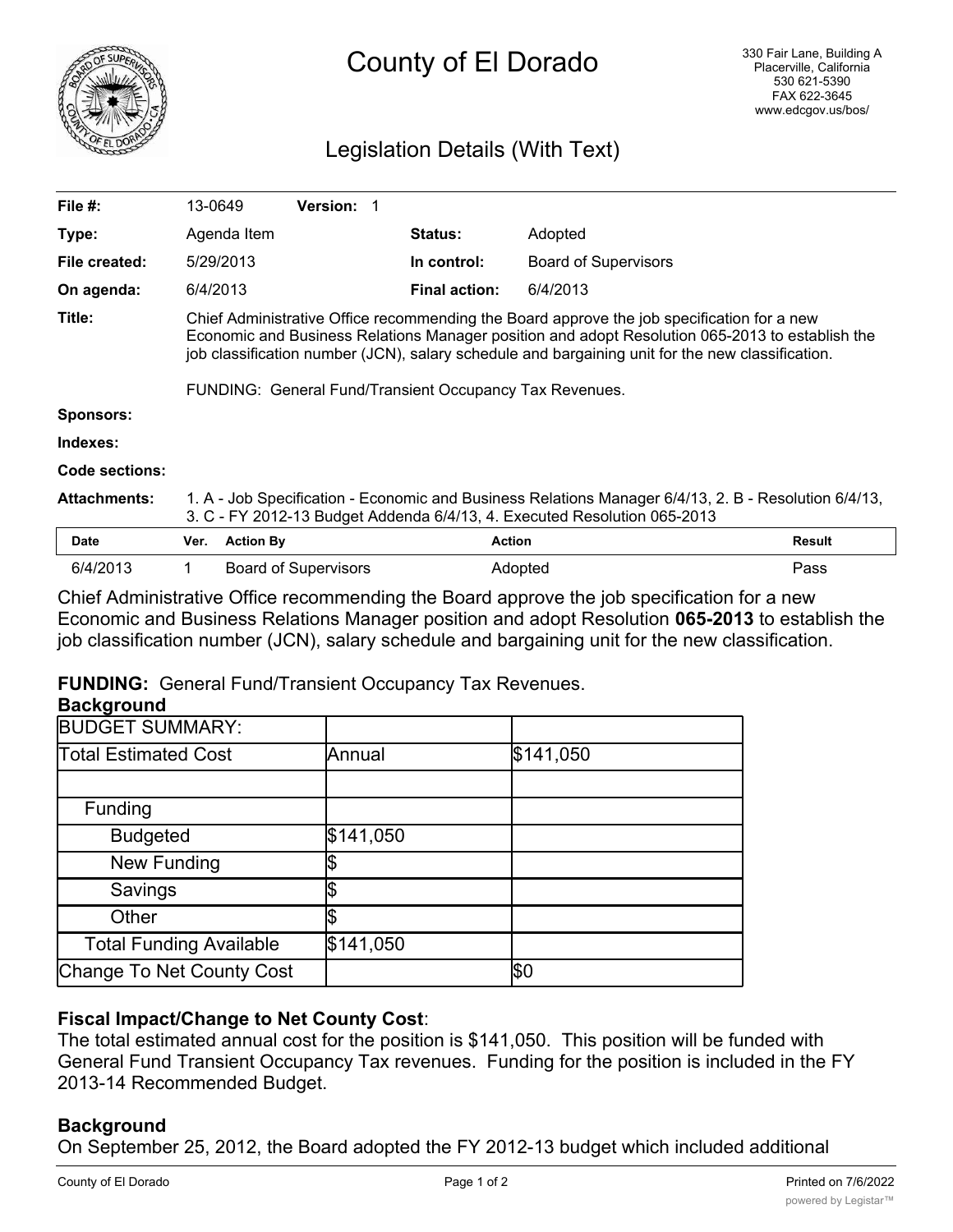# County of El Dorado

330 Fair Lane, Building A
Placerville, California
530 621-5390
FAX 622-3645
www.edcgov.us/bos/

## Legislation Details (With Text)

| | | | |
|---|---|---|---|
| **File #:** | 13-0649 **Version:** 1 | | |
| **Type:** | Agenda Item | **Status:** | Adopted |
| **File created:** | 5/29/2013 | **In control:** | Board of Supervisors |
| **On agenda:** | 6/4/2013 | **Final action:** | 6/4/2013 |

**Title:** Chief Administrative Office recommending the Board approve the job specification for a new Economic and Business Relations Manager position and adopt Resolution 065-2013 to establish the job classification number (JCN), salary schedule and bargaining unit for the new classification.

FUNDING: General Fund/Transient Occupancy Tax Revenues.

**Sponsors:**

**Indexes:**

**Code sections:**

**Attachments:** 1. A - Job Specification - Economic and Business Relations Manager 6/4/13, 2. B - Resolution 6/4/13, 3. C - FY 2012-13 Budget Addenda 6/4/13, 4. Executed Resolution 065-2013

| Date | Ver. | Action By | Action | Result |
|---|---|---|---|---|
| 6/4/2013 | 1 | Board of Supervisors | Adopted | Pass |

Chief Administrative Office recommending the Board approve the job specification for a new Economic and Business Relations Manager position and adopt Resolution **065-2013** to establish the job classification number (JCN), salary schedule and bargaining unit for the new classification.

**FUNDING:** General Fund/Transient Occupancy Tax Revenues.

**Background**

| BUDGET SUMMARY: | | |
|---|---|---|
| Total Estimated Cost | Annual | $141,050 |
| | | |
| Funding | | |
| Budgeted | $141,050 | |
| New Funding | $ | |
| Savings | $ | |
| Other | $ | |
| Total Funding Available | $141,050 | |
| Change To Net County Cost | | $0 |

**Fiscal Impact/Change to Net County Cost**:

The total estimated annual cost for the position is $141,050. This position will be funded with General Fund Transient Occupancy Tax revenues. Funding for the position is included in the FY 2013-14 Recommended Budget.

**Background**

On September 25, 2012, the Board adopted the FY 2012-13 budget which included additional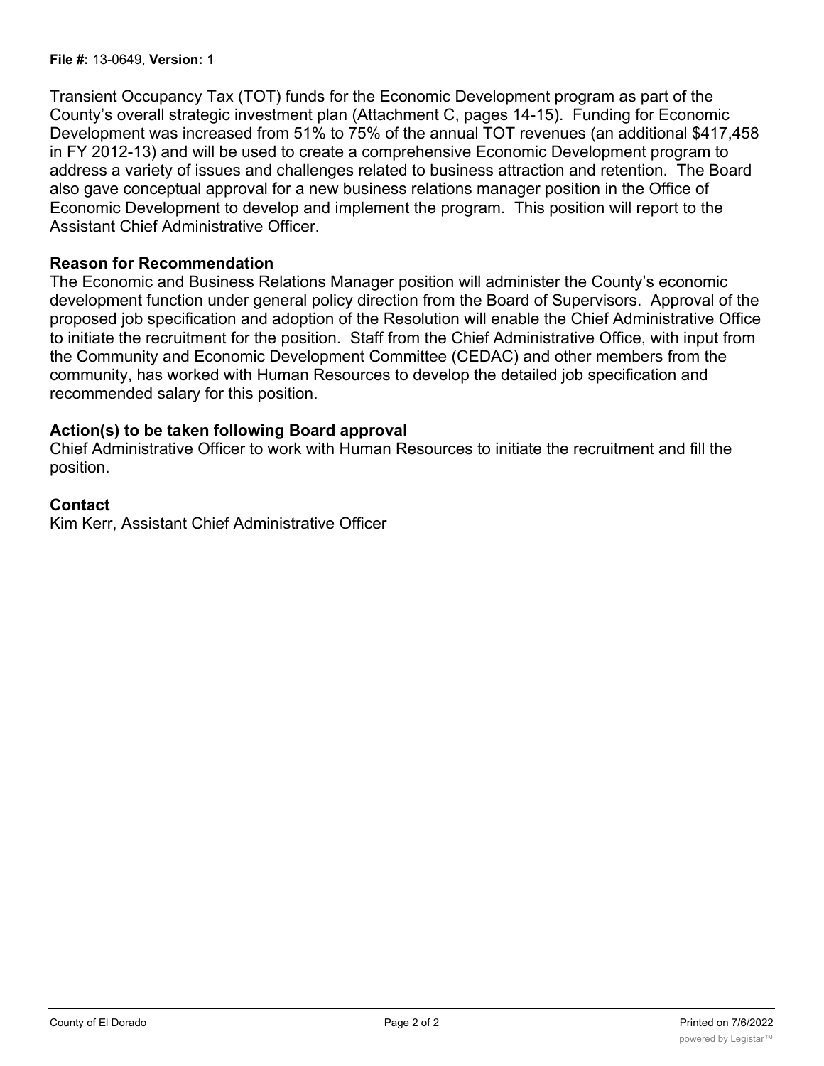Transient Occupancy Tax (TOT) funds for the Economic Development program as part of the County's overall strategic investment plan (Attachment C, pages 14-15). Funding for Economic Development was increased from 51% to 75% of the annual TOT revenues (an additional $417,458 in FY 2012-13) and will be used to create a comprehensive Economic Development program to address a variety of issues and challenges related to business attraction and retention. The Board also gave conceptual approval for a new business relations manager position in the Office of Economic Development to develop and implement the program. This position will report to the Assistant Chief Administrative Officer.

## Reason for Recommendation

The Economic and Business Relations Manager position will administer the County's economic development function under general policy direction from the Board of Supervisors. Approval of the proposed job specification and adoption of the Resolution will enable the Chief Administrative Office to initiate the recruitment for the position. Staff from the Chief Administrative Office, with input from the Community and Economic Development Committee (CEDAC) and other members from the community, has worked with Human Resources to develop the detailed job specification and recommended salary for this position.

## Action(s) to be taken following Board approval

Chief Administrative Officer to work with Human Resources to initiate the recruitment and fill the position.

## Contact

Kim Kerr, Assistant Chief Administrative Officer